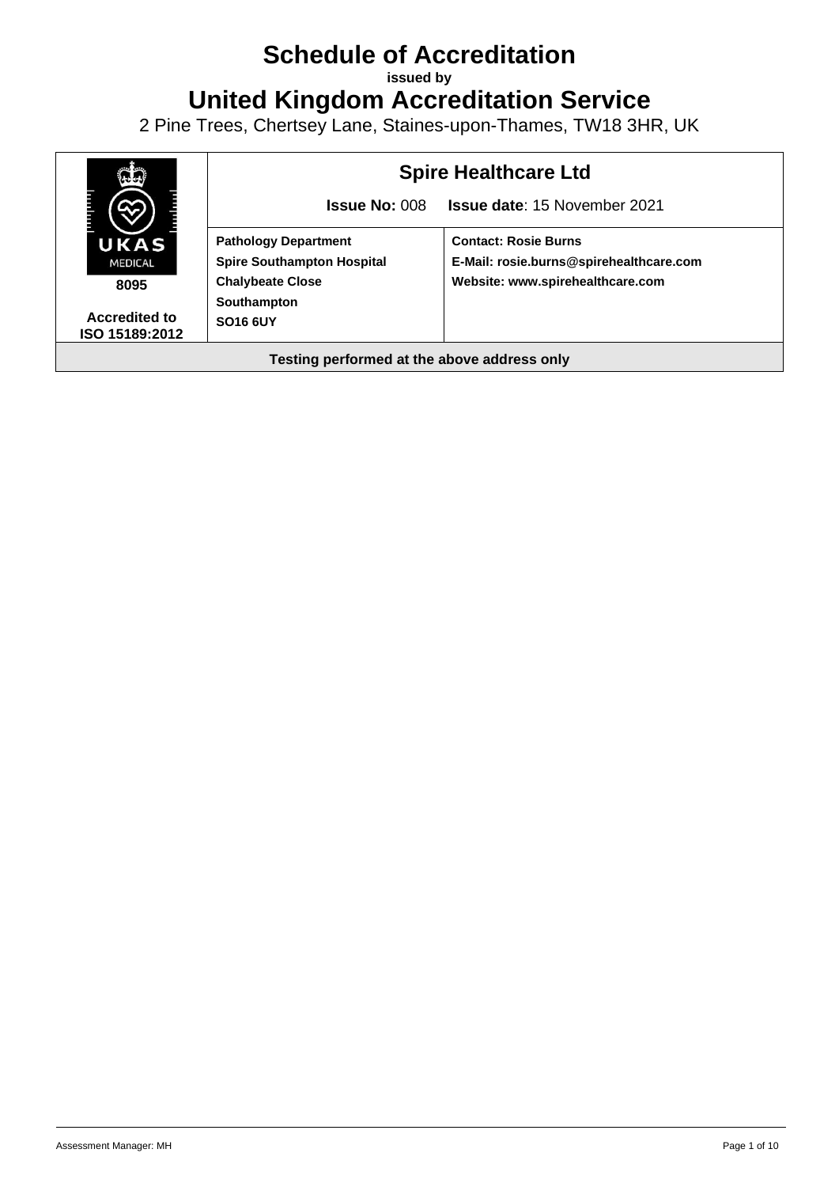# Schedule of Accreditation

**issued by**

# United Kingdom Accreditation Service

2 Pine Trees, Chertsey Lane, Staines-upon-Thames, TW18 3HR, UK

| UKAS MEDICAL 8095 | **Spire Healthcare Ltd** | |
|---|---|---|
| | **Issue No:** 008 | **Issue date**: 15 November 2021 |
| **Accredited to ISO 15189:2012** | **Pathology Department**<br>**Spire Southampton Hospital**<br>**Chalybeate Close**<br>**Southampton**<br>**SO16 6UY** | **Contact: Rosie Burns**<br>**E-Mail: rosie.burns@spirehealthcare.com**<br>**Website: www.spirehealthcare.com** |
| **Testing performed at the above address only** | | |

Assessment Manager: MH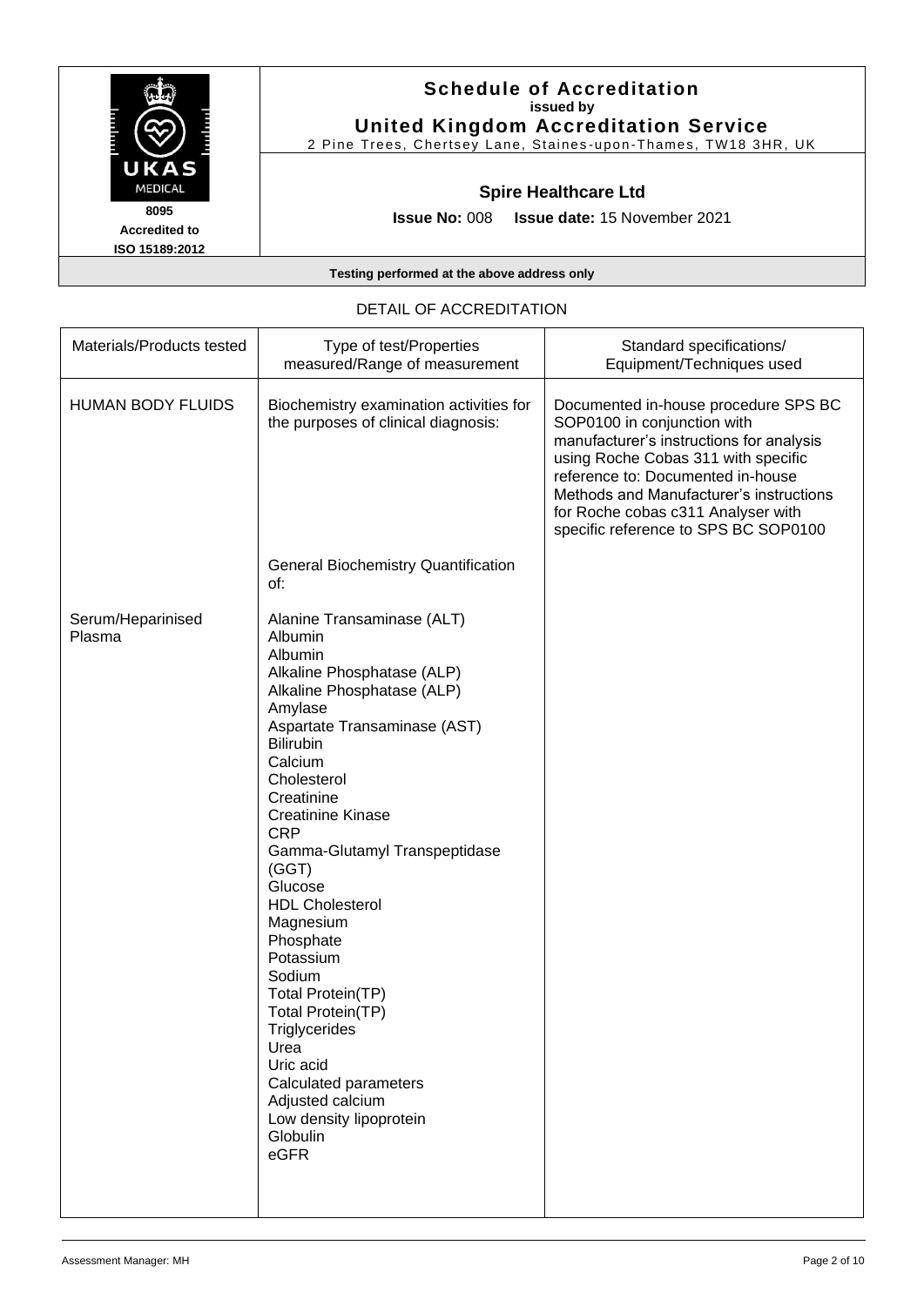**Schedule of Accreditation**
**issued by**
**United Kingdom Accreditation Service**
2 Pine Trees, Chertsey Lane, Staines-upon-Thames, TW18 3HR, UK

UKAS MEDICAL
8095
Accredited to
ISO 15189:2012

**Spire Healthcare Ltd**

**Issue No:** 008 **Issue date:** 15 November 2021

**Testing performed at the above address only**

DETAIL OF ACCREDITATION

| Materials/Products tested | Type of test/Properties measured/Range of measurement | Standard specifications/ Equipment/Techniques used |
|---|---|---|
| HUMAN BODY FLUIDS | Biochemistry examination activities for the purposes of clinical diagnosis: | Documented in-house procedure SPS BC SOP0100 in conjunction with manufacturer's instructions for analysis using Roche Cobas 311 with specific reference to: Documented in-house Methods and Manufacturer's instructions for Roche cobas c311 Analyser with specific reference to SPS BC SOP0100 |
| | General Biochemistry Quantification of: | |
| Serum/Heparinised Plasma | Alanine Transaminase (ALT)<br>Albumin<br>Albumin<br>Alkaline Phosphatase (ALP)<br>Alkaline Phosphatase (ALP)<br>Amylase<br>Aspartate Transaminase (AST)<br>Bilirubin<br>Calcium<br>Cholesterol<br>Creatinine<br>Creatinine Kinase<br>CRP<br>Gamma-Glutamyl Transpeptidase (GGT)<br>Glucose<br>HDL Cholesterol<br>Magnesium<br>Phosphate<br>Potassium<br>Sodium<br>Total Protein(TP)<br>Total Protein(TP)<br>Triglycerides<br>Urea<br>Uric acid<br>Calculated parameters<br>Adjusted calcium<br>Low density lipoprotein<br>Globulin<br>eGFR | |

Assessment Manager: MH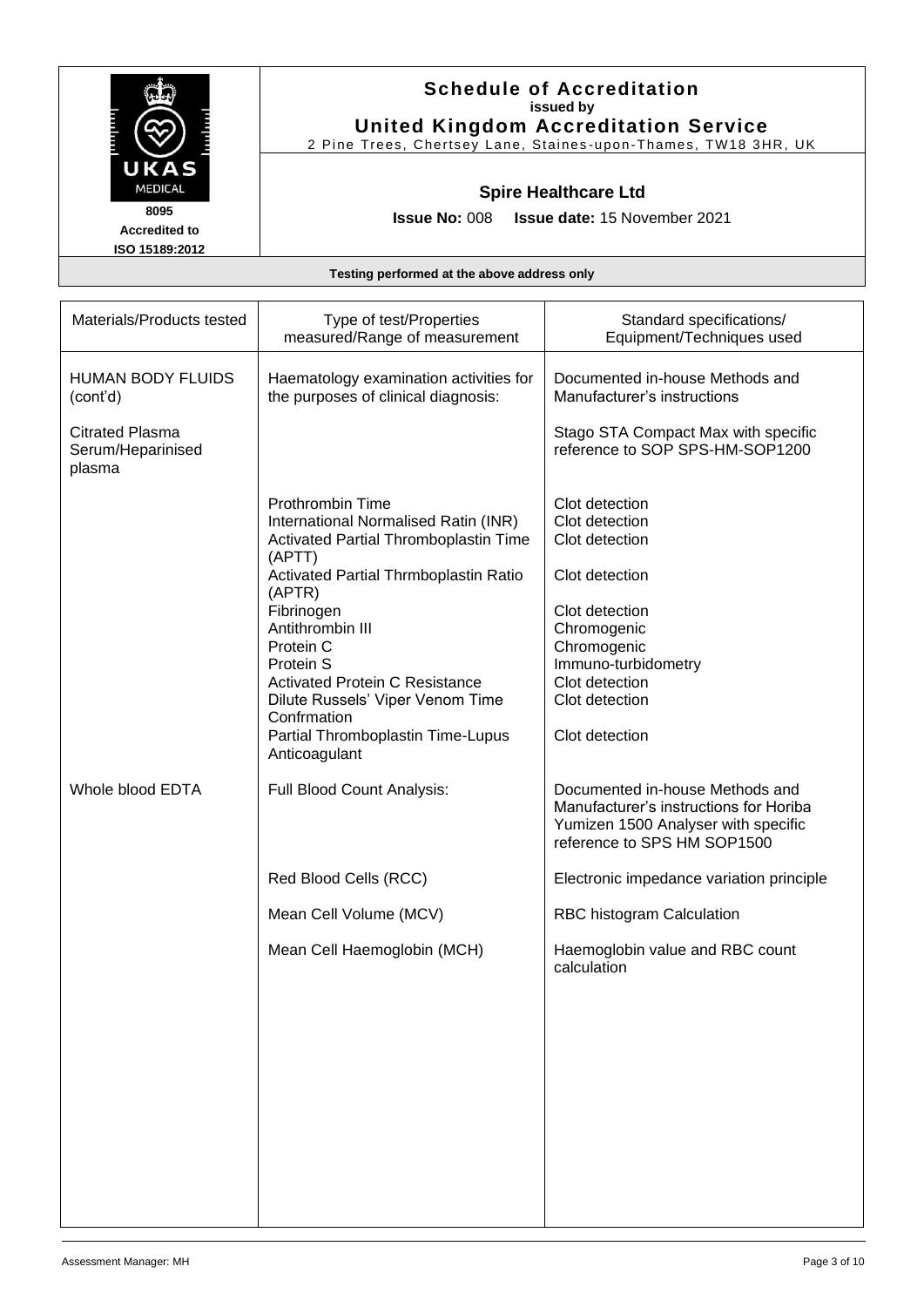# Schedule of Accreditation

**issued by**

**United Kingdom Accreditation Service**

2 Pine Trees, Chertsey Lane, Staines-upon-Thames, TW18 3HR, UK

UKAS MEDICAL

8095

Accredited to ISO 15189:2012

**Spire Healthcare Ltd**

**Issue No:** 008 **Issue date:** 15 November 2021

**Testing performed at the above address only**

| Materials/Products tested | Type of test/Properties measured/Range of measurement | Standard specifications/ Equipment/Techniques used |
|---|---|---|
| HUMAN BODY FLUIDS (cont'd) | Haematology examination activities for the purposes of clinical diagnosis: | Documented in-house Methods and Manufacturer's instructions |
| Citrated Plasma Serum/Heparinised plasma | | Stago STA Compact Max with specific reference to SOP SPS-HM-SOP1200 |
| | Prothrombin Time | Clot detection |
| | International Normalised Ratin (INR) | Clot detection |
| | Activated Partial Thromboplastin Time (APTT) | Clot detection |
| | Activated Partial Thrmboplastin Ratio (APTR) | Clot detection |
| | Fibrinogen | Clot detection |
| | Antithrombin III | Chromogenic |
| | Protein C | Chromogenic |
| | Protein S | Immuno-turbidometry |
| | Activated Protein C Resistance | Clot detection |
| | Dilute Russels' Viper Venom Time Confrmation | Clot detection |
| | Partial Thromboplastin Time-Lupus Anticoagulant | Clot detection |
| Whole blood EDTA | Full Blood Count Analysis: | Documented in-house Methods and Manufacturer's instructions for Horiba Yumizen 1500 Analyser with specific reference to SPS HM SOP1500 |
| | Red Blood Cells (RCC) | Electronic impedance variation principle |
| | Mean Cell Volume (MCV) | RBC histogram Calculation |
| | Mean Cell Haemoglobin (MCH) | Haemoglobin value and RBC count calculation |

Assessment Manager: MH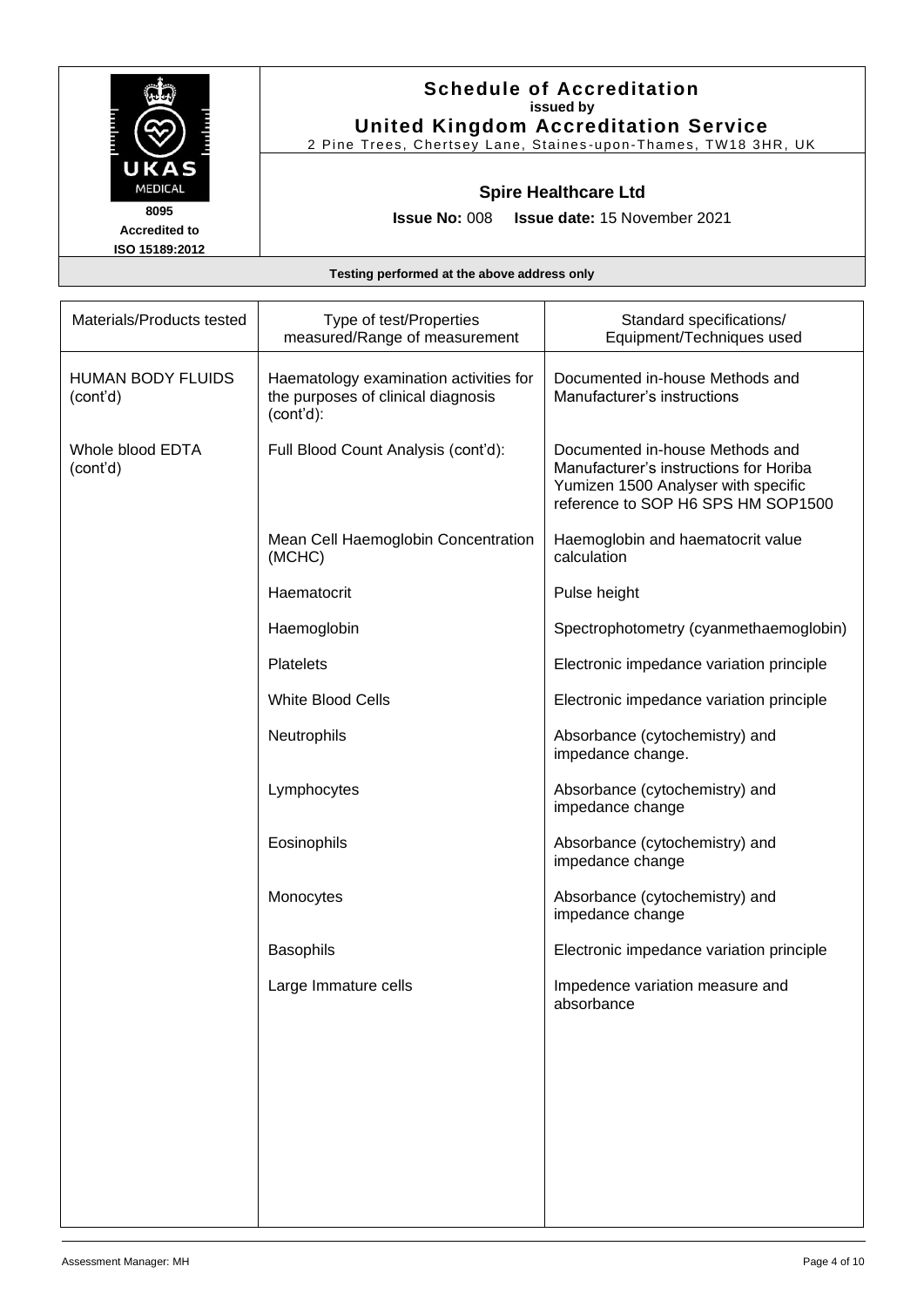**Schedule of Accreditation**
**issued by**
**United Kingdom Accreditation Service**
2 Pine Trees, Chertsey Lane, Staines-upon-Thames, TW18 3HR, UK

UKAS MEDICAL
**8095**
**Accredited to**
**ISO 15189:2012**

**Spire Healthcare Ltd**

**Issue No:** 008 **Issue date:** 15 November 2021

**Testing performed at the above address only**

| Materials/Products tested | Type of test/Properties measured/Range of measurement | Standard specifications/ Equipment/Techniques used |
|---|---|---|
| HUMAN BODY FLUIDS (cont'd) | Haematology examination activities for the purposes of clinical diagnosis (cont'd): | Documented in-house Methods and Manufacturer's instructions |
| Whole blood EDTA (cont'd) | Full Blood Count Analysis (cont'd): | Documented in-house Methods and Manufacturer's instructions for Horiba Yumizen 1500 Analyser with specific reference to SOP H6 SPS HM SOP1500 |
| | Mean Cell Haemoglobin Concentration (MCHC) | Haemoglobin and haematocrit value calculation |
| | Haematocrit | Pulse height |
| | Haemoglobin | Spectrophotometry (cyanmethaemoglobin) |
| | Platelets | Electronic impedance variation principle |
| | White Blood Cells | Electronic impedance variation principle |
| | Neutrophils | Absorbance (cytochemistry) and impedance change. |
| | Lymphocytes | Absorbance (cytochemistry) and impedance change |
| | Eosinophils | Absorbance (cytochemistry) and impedance change |
| | Monocytes | Absorbance (cytochemistry) and impedance change |
| | Basophils | Electronic impedance variation principle |
| | Large Immature cells | Impedence variation measure and absorbance |

Assessment Manager: MH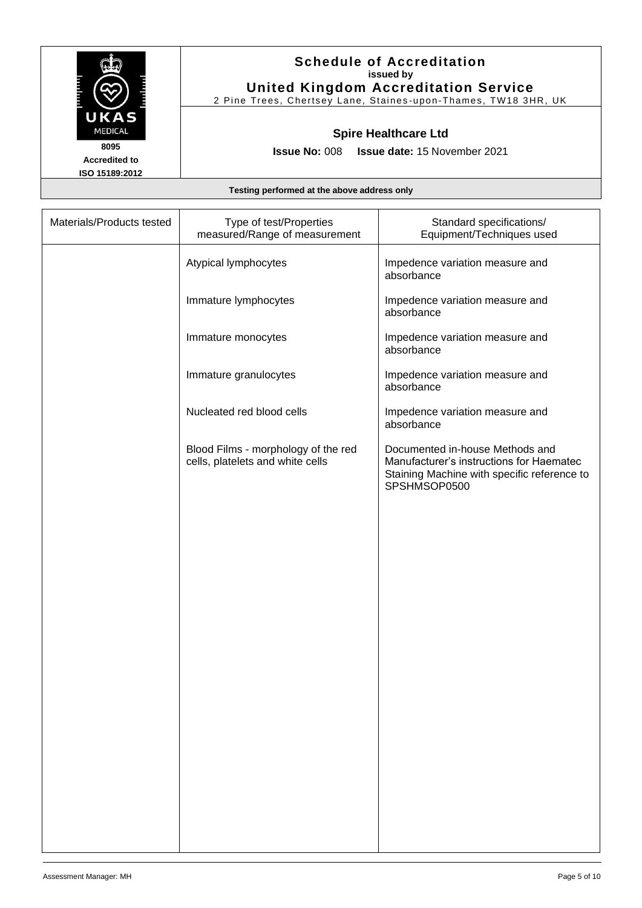# Schedule of Accreditation
**issued by**
**United Kingdom Accreditation Service**
2 Pine Trees, Chertsey Lane, Staines-upon-Thames, TW18 3HR, UK

8095
**Accredited to**
**ISO 15189:2012**

**Spire Healthcare Ltd**

**Issue No:** 008 **Issue date:** 15 November 2021

**Testing performed at the above address only**

| Materials/Products tested | Type of test/Properties measured/Range of measurement | Standard specifications/ Equipment/Techniques used |
|---|---|---|
| | Atypical lymphocytes | Impedence variation measure and absorbance |
| | Immature lymphocytes | Impedence variation measure and absorbance |
| | Immature monocytes | Impedence variation measure and absorbance |
| | Immature granulocytes | Impedence variation measure and absorbance |
| | Nucleated red blood cells | Impedence variation measure and absorbance |
| | Blood Films - morphology of the red cells, platelets and white cells | Documented in-house Methods and Manufacturer's instructions for Haematec Staining Machine with specific reference to SPSHMSOP0500 |

Assessment Manager: MH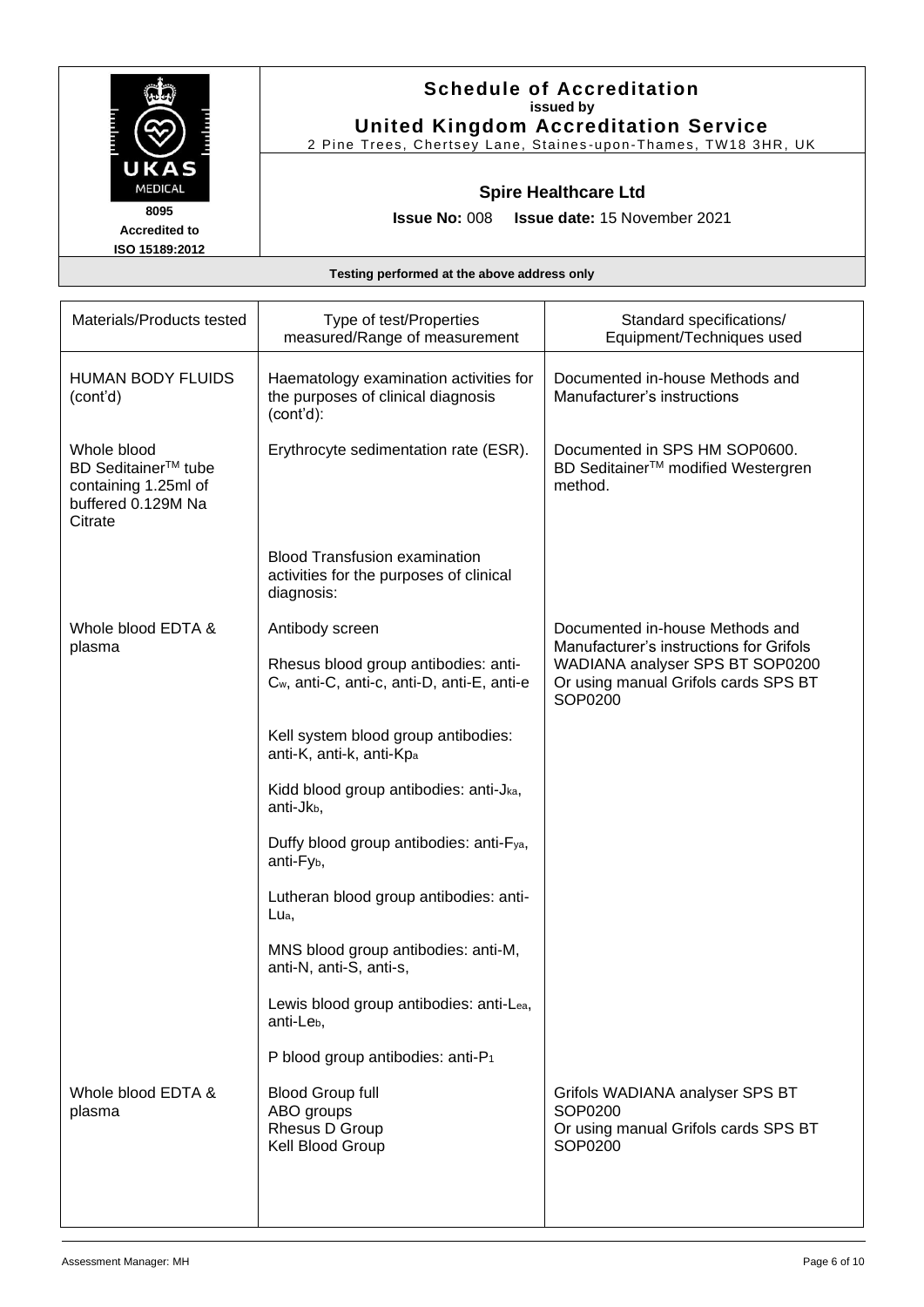**Schedule of Accreditation**
**issued by**
**United Kingdom Accreditation Service**
2 Pine Trees, Chertsey Lane, Staines-upon-Thames, TW18 3HR, UK

UKAS MEDICAL
**8095**
**Accredited to ISO 15189:2012**

**Spire Healthcare Ltd**

**Issue No:** 008 **Issue date:** 15 November 2021

**Testing performed at the above address only**

| Materials/Products tested | Type of test/Properties measured/Range of measurement | Standard specifications/ Equipment/Techniques used |
|---|---|---|
| HUMAN BODY FLUIDS (cont'd) | Haematology examination activities for the purposes of clinical diagnosis (cont'd): | Documented in-house Methods and Manufacturer's instructions |
| Whole blood BD Seditainer™ tube containing 1.25ml of buffered 0.129M Na Citrate | Erythrocyte sedimentation rate (ESR). | Documented in SPS HM SOP0600. BD Seditainer™ modified Westergren method. |
| | Blood Transfusion examination activities for the purposes of clinical diagnosis: | |
| Whole blood EDTA & plasma | Antibody screen<br><br>Rhesus blood group antibodies: anti-$C_w$, anti-C, anti-c, anti-D, anti-E, anti-e<br><br>Kell system blood group antibodies: anti-K, anti-k, anti-$Kp_a$<br><br>Kidd blood group antibodies: anti-$Jk_a$, anti-$Jk_b$,<br><br>Duffy blood group antibodies: anti-$Fy_a$, anti-$Fy_b$,<br><br>Lutheran blood group antibodies: anti-$Lu_a$,<br><br>MNS blood group antibodies: anti-M, anti-N, anti-S, anti-s,<br><br>Lewis blood group antibodies: anti-$Le_a$, anti-$Le_b$,<br><br>P blood group antibodies: anti-$P_1$ | Documented in-house Methods and Manufacturer's instructions for Grifols WADIANA analyser SPS BT SOP0200 Or using manual Grifols cards SPS BT SOP0200 |
| Whole blood EDTA & plasma | Blood Group full<br>ABO groups<br>Rhesus D Group<br>Kell Blood Group | Grifols WADIANA analyser SPS BT SOP0200<br>Or using manual Grifols cards SPS BT SOP0200 |

Assessment Manager: MH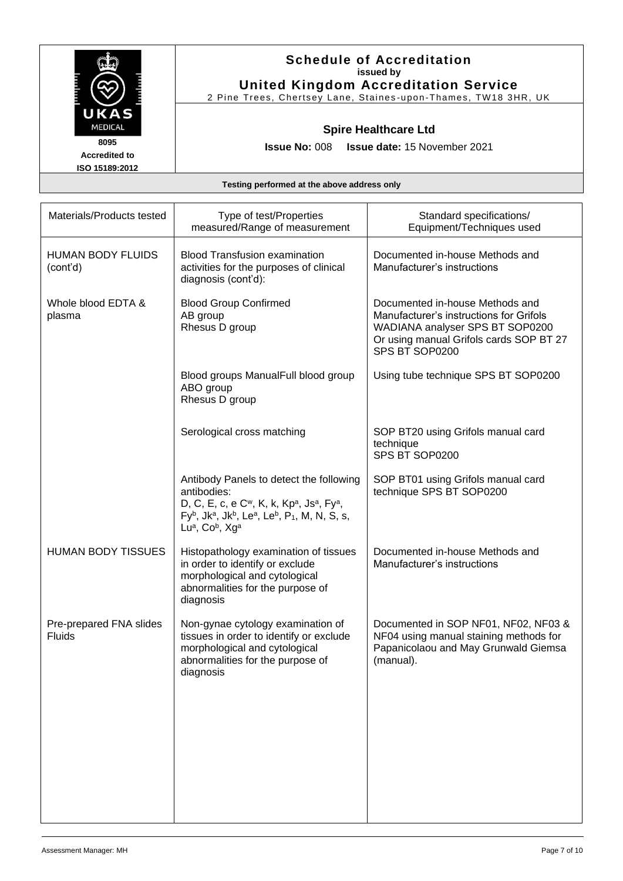# Schedule of Accreditation

**issued by**

**United Kingdom Accreditation Service**

2 Pine Trees, Chertsey Lane, Staines-upon-Thames, TW18 3HR, UK

UKAS MEDICAL

8095

Accredited to ISO 15189:2012

## Spire Healthcare Ltd

**Issue No:** 008 **Issue date:** 15 November 2021

**Testing performed at the above address only**

| Materials/Products tested | Type of test/Properties measured/Range of measurement | Standard specifications/ Equipment/Techniques used |
|---|---|---|
| HUMAN BODY FLUIDS (cont'd) | Blood Transfusion examination activities for the purposes of clinical diagnosis (cont'd): | Documented in-house Methods and Manufacturer's instructions |
| Whole blood EDTA & plasma | Blood Group Confirmed<br>AB group<br>Rhesus D group | Documented in-house Methods and Manufacturer's instructions for Grifols WADIANA analyser SPS BT SOP0200<br>Or using manual Grifols cards SOP BT 27 SPS BT SOP0200 |
| | Blood groups ManualFull blood group<br>ABO group<br>Rhesus D group | Using tube technique SPS BT SOP0200 |
| | Serological cross matching | SOP BT20 using Grifols manual card technique<br>SPS BT SOP0200 |
| | Antibody Panels to detect the following antibodies:<br>D, C, E, c, e $C^w$, K, k, $Kp^a$, $Js^a$, $Fy^a$, $Fy^b$, $Jk^a$, $Jk^b$, $Le^a$, $Le^b$, $P_1$, M, N, S, s, $Lu^a$, $Co^b$, $Xg^a$ | SOP BT01 using Grifols manual card technique SPS BT SOP0200 |
| HUMAN BODY TISSUES | Histopathology examination of tissues in order to identify or exclude morphological and cytological abnormalities for the purpose of diagnosis | Documented in-house Methods and Manufacturer's instructions |
| Pre-prepared FNA slides<br>Fluids | Non-gynae cytology examination of tissues in order to identify or exclude morphological and cytological abnormalities for the purpose of diagnosis | Documented in SOP NF01, NF02, NF03 & NF04 using manual staining methods for Papanicolaou and May Grunwald Giemsa (manual). |

Assessment Manager: MH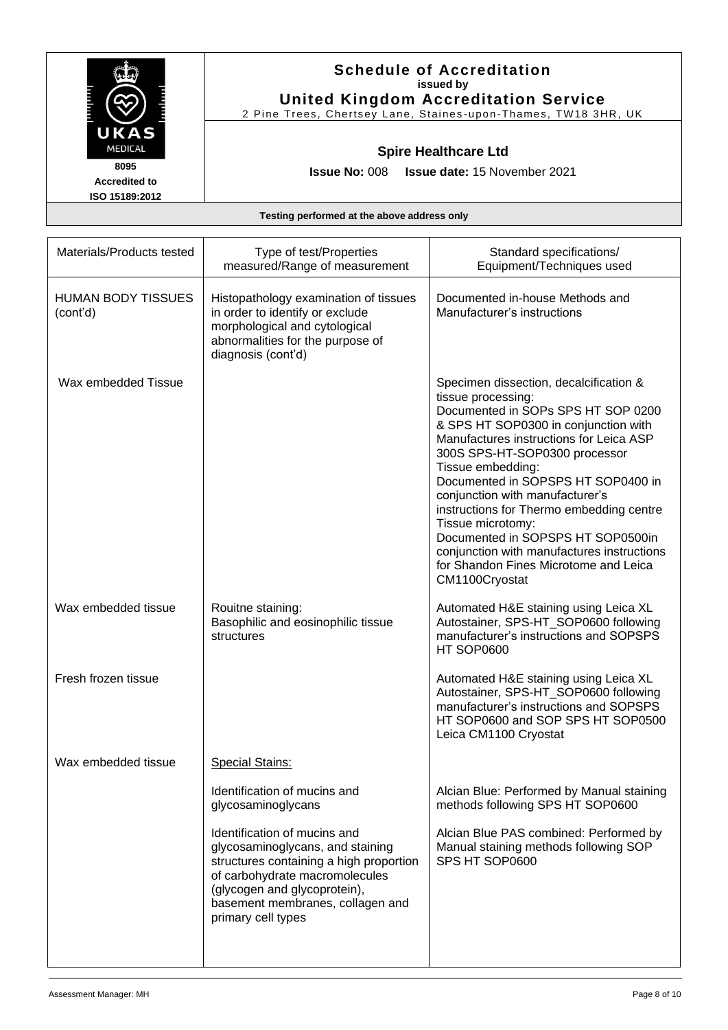# Schedule of Accreditation

**issued by**

**United Kingdom Accreditation Service**

2 Pine Trees, Chertsey Lane, Staines-upon-Thames, TW18 3HR, UK

UKAS MEDICAL

**8095**

**Accredited to ISO 15189:2012**

## Spire Healthcare Ltd

**Issue No:** 008 **Issue date:** 15 November 2021

**Testing performed at the above address only**

| Materials/Products tested | Type of test/Properties measured/Range of measurement | Standard specifications/ Equipment/Techniques used |
|---|---|---|
| HUMAN BODY TISSUES (cont'd) | Histopathology examination of tissues in order to identify or exclude morphological and cytological abnormalities for the purpose of diagnosis (cont'd) | Documented in-house Methods and Manufacturer's instructions |
| Wax embedded Tissue | | Specimen dissection, decalcification & tissue processing: Documented in SOPs SPS HT SOP 0200 & SPS HT SOP0300 in conjunction with Manufactures instructions for Leica ASP 300S SPS-HT-SOP0300 processor Tissue embedding: Documented in SOPSPS HT SOP0400 in conjunction with manufacturer's instructions for Thermo embedding centre Tissue microtomy: Documented in SOPSPS HT SOP0500in conjunction with manufactures instructions for Shandon Fines Microtome and Leica CM1100Cryostat |
| Wax embedded tissue | Rouitne staining: Basophilic and eosinophilic tissue structures | Automated H&E staining using Leica XL Autostainer, SPS-HT_SOP0600 following manufacturer's instructions and SOPSPS HT SOP0600 |
| Fresh frozen tissue | | Automated H&E staining using Leica XL Autostainer, SPS-HT_SOP0600 following manufacturer's instructions and SOPSPS HT SOP0600 and SOP SPS HT SOP0500 Leica CM1100 Cryostat |
| Wax embedded tissue | <u>Special Stains:</u> | |
| | Identification of mucins and glycosaminoglycans | Alcian Blue: Performed by Manual staining methods following SPS HT SOP0600 |
| | Identification of mucins and glycosaminoglycans, and staining structures containing a high proportion of carbohydrate macromolecules (glycogen and glycoprotein), basement membranes, collagen and primary cell types | Alcian Blue PAS combined: Performed by Manual staining methods following SOP SPS HT SOP0600 |

Assessment Manager: MH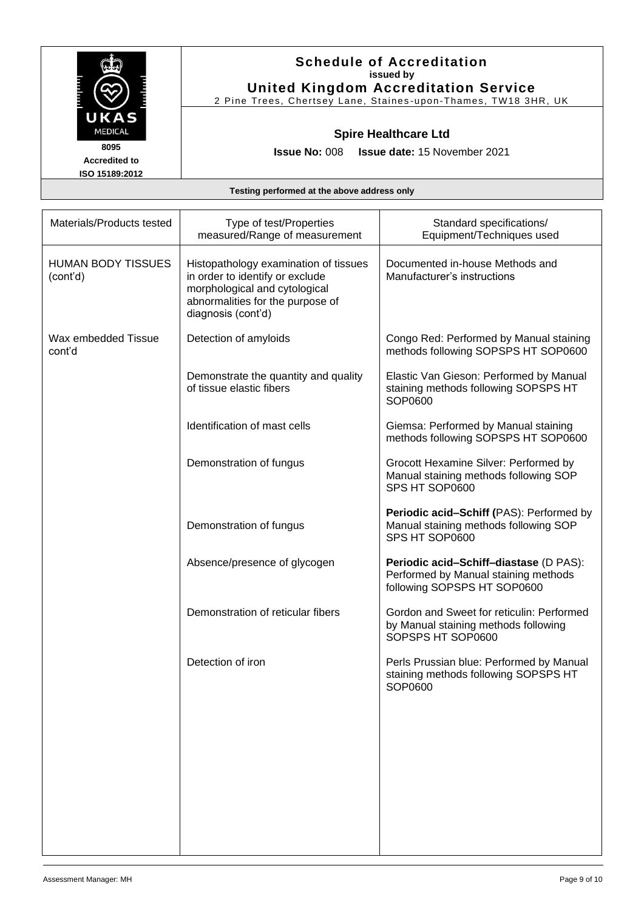**Schedule of Accreditation**
issued by
**United Kingdom Accreditation Service**
2 Pine Trees, Chertsey Lane, Staines-upon-Thames, TW18 3HR, UK

UKAS MEDICAL
**8095**
**Accredited to**
**ISO 15189:2012**

**Spire Healthcare Ltd**

**Issue No:** 008 **Issue date:** 15 November 2021

**Testing performed at the above address only**

| Materials/Products tested | Type of test/Properties measured/Range of measurement | Standard specifications/ Equipment/Techniques used |
|---|---|---|
| HUMAN BODY TISSUES (cont'd) | Histopathology examination of tissues in order to identify or exclude morphological and cytological abnormalities for the purpose of diagnosis (cont'd) | Documented in-house Methods and Manufacturer's instructions |
| Wax embedded Tissue cont'd | Detection of amyloids | Congo Red: Performed by Manual staining methods following SOPSPS HT SOP0600 |
| | Demonstrate the quantity and quality of tissue elastic fibers | Elastic Van Gieson: Performed by Manual staining methods following SOPSPS HT SOP0600 |
| | Identification of mast cells | Giemsa: Performed by Manual staining methods following SOPSPS HT SOP0600 |
| | Demonstration of fungus | Grocott Hexamine Silver: Performed by Manual staining methods following SOP SPS HT SOP0600 |
| | Demonstration of fungus | **Periodic acid–Schiff (**PAS): Performed by Manual staining methods following SOP SPS HT SOP0600 |
| | Absence/presence of glycogen | **Periodic acid–Schiff–diastase** (D PAS): Performed by Manual staining methods following SOPSPS HT SOP0600 |
| | Demonstration of reticular fibers | Gordon and Sweet for reticulin: Performed by Manual staining methods following SOPSPS HT SOP0600 |
| | Detection of iron | Perls Prussian blue: Performed by Manual staining methods following SOPSPS HT SOP0600 |

Assessment Manager: MH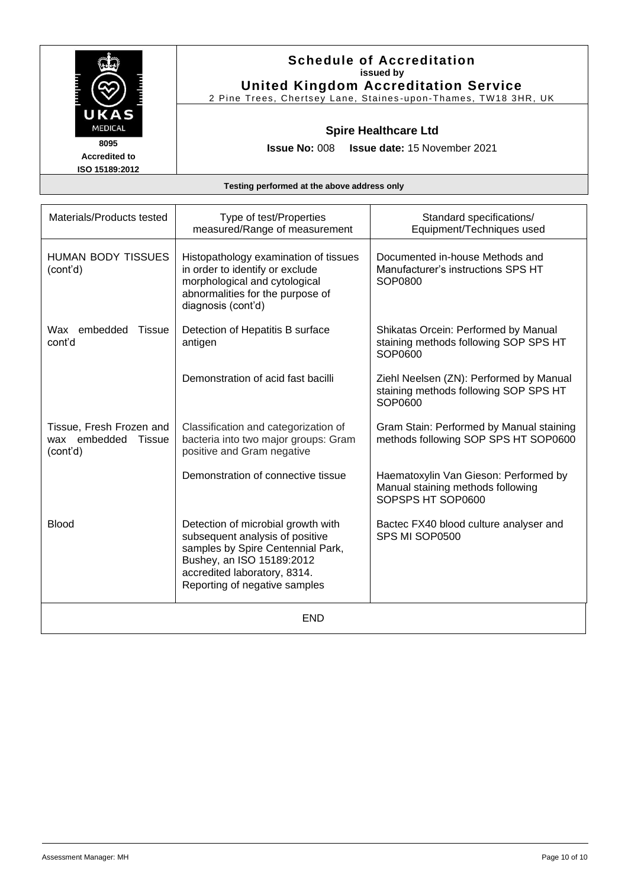**Schedule of Accreditation**
**issued by**
**United Kingdom Accreditation Service**
2 Pine Trees, Chertsey Lane, Staines-upon-Thames, TW18 3HR, UK

UKAS MEDICAL
**8095**
**Accredited to ISO 15189:2012**

**Spire Healthcare Ltd**

**Issue No:** 008 **Issue date:** 15 November 2021

**Testing performed at the above address only**

| Materials/Products tested | Type of test/Properties measured/Range of measurement | Standard specifications/ Equipment/Techniques used |
|---|---|---|
| HUMAN BODY TISSUES (cont'd) | Histopathology examination of tissues in order to identify or exclude morphological and cytological abnormalities for the purpose of diagnosis (cont'd) | Documented in-house Methods and Manufacturer's instructions SPS HT SOP0800 |
| Wax embedded Tissue cont'd | Detection of Hepatitis B surface antigen | Shikatas Orcein: Performed by Manual staining methods following SOP SPS HT SOP0600 |
| | Demonstration of acid fast bacilli | Ziehl Neelsen (ZN): Performed by Manual staining methods following SOP SPS HT SOP0600 |
| Tissue, Fresh Frozen and wax embedded Tissue (cont'd) | Classification and categorization of bacteria into two major groups: Gram positive and Gram negative | Gram Stain: Performed by Manual staining methods following SOP SPS HT SOP0600 |
| | Demonstration of connective tissue | Haematoxylin Van Gieson: Performed by Manual staining methods following SOPSPS HT SOP0600 |
| Blood | Detection of microbial growth with subsequent analysis of positive samples by Spire Centennial Park, Bushey, an ISO 15189:2012 accredited laboratory, 8314. Reporting of negative samples | Bactec FX40 blood culture analyser and SPS MI SOP0500 |

END

Assessment Manager: MH